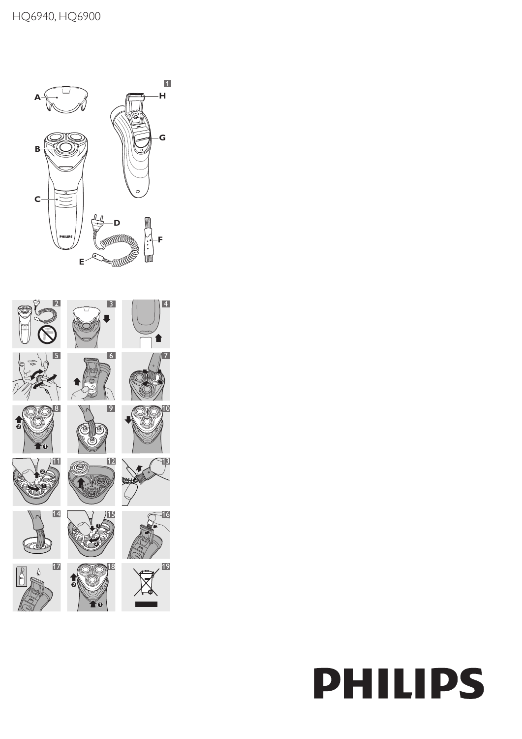HQ6940, HQ6900

PHILIPS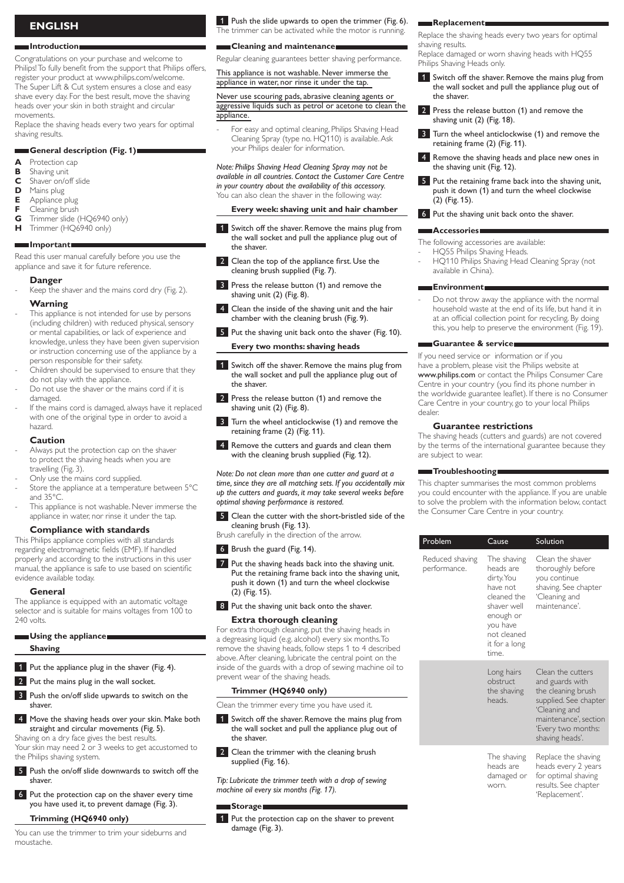# ENGLISH

## Introduction

Congratulations on your purchase and welcome to Philips! To fully benefit from the support that Philips offers, register your product at www.philips.com/welcome.
The Super Lift & Cut system ensures a close and easy shave every day. For the best result, move the shaving heads over your skin in both straight and circular movements.
Replace the shaving heads every two years for optimal shaving results.

## General description (Fig. 1)

- **A** Protection cap
- **B** Shaving unit
- **C** Shaver on/off slide
- **D** Mains plug
- **E** Appliance plug
- **F** Cleaning brush
- **G** Trimmer slide (HQ6940 only)
- **H** Trimmer (HQ6940 only)

## Important

Read this user manual carefully before you use the appliance and save it for future reference.

### Danger

- Keep the shaver and the mains cord dry (Fig. 2).

### Warning

- This appliance is not intended for use by persons (including children) with reduced physical, sensory or mental capabilities, or lack of experience and knowledge, unless they have been given supervision or instruction concerning use of the appliance by a person responsible for their safety.
- Children should be supervised to ensure that they do not play with the appliance.
- Do not use the shaver or the mains cord if it is damaged.
- If the mains cord is damaged, always have it replaced with one of the original type in order to avoid a hazard.

### Caution

- Always put the protection cap on the shaver to protect the shaving heads when you are travelling (Fig. 3).
- Only use the mains cord supplied.
- Store the appliance at a temperature between 5°C and 35°C.
- This appliance is not washable. Never immerse the appliance in water, nor rinse it under the tap.

### Compliance with standards

This Philips appliance complies with all standards regarding electromagnetic fields (EMF). If handled properly and according to the instructions in this user manual, the appliance is safe to use based on scientific evidence available today.

### General

The appliance is equipped with an automatic voltage selector and is suitable for mains voltages from 100 to 240 volts.

## Using the appliance

### Shaving

1. Put the appliance plug in the shaver (Fig. 4).
2. Put the mains plug in the wall socket.
3. Push the on/off slide upwards to switch on the shaver.
4. Move the shaving heads over your skin. Make both straight and circular movements (Fig. 5).

Shaving on a dry face gives the best results.
Your skin may need 2 or 3 weeks to get accustomed to the Philips shaving system.

5. Push the on/off slide downwards to switch off the shaver.
6. Put the protection cap on the shaver every time you have used it, to prevent damage (Fig. 3).

### Trimming (HQ6940 only)

You can use the trimmer to trim your sideburns and moustache.

1. Push the slide upwards to open the trimmer (Fig. 6).

The trimmer can be activated while the motor is running.

## Cleaning and maintenance

Regular cleaning guarantees better shaving performance.

This appliance is not washable. Never immerse the appliance in water, nor rinse it under the tap.

Never use scouring pads, abrasive cleaning agents or aggressive liquids such as petrol or acetone to clean the appliance.

- For easy and optimal cleaning, Philips Shaving Head Cleaning Spray (type no. HQ110) is available. Ask your Philips dealer for information.

*Note: Philips Shaving Head Cleaning Spray may not be available in all countries. Contact the Customer Care Centre in your country about the availability of this accessory.*
You can also clean the shaver in the following way:

### Every week: shaving unit and hair chamber

1. Switch off the shaver. Remove the mains plug from the wall socket and pull the appliance plug out of the shaver.
2. Clean the top of the appliance first. Use the cleaning brush supplied (Fig. 7).
3. Press the release button (1) and remove the shaving unit (2) (Fig. 8).
4. Clean the inside of the shaving unit and the hair chamber with the cleaning brush (Fig. 9).
5. Put the shaving unit back onto the shaver (Fig. 10).

### Every two months: shaving heads

1. Switch off the shaver. Remove the mains plug from the wall socket and pull the appliance plug out of the shaver.
2. Press the release button (1) and remove the shaving unit (2) (Fig. 8).
3. Turn the wheel anticlockwise (1) and remove the retaining frame (2) (Fig. 11).
4. Remove the cutters and guards and clean them with the cleaning brush supplied (Fig. 12).

*Note: Do not clean more than one cutter and guard at a time, since they are all matching sets. If you accidentally mix up the cutters and guards, it may take several weeks before optimal shaving performance is restored.*

5. Clean the cutter with the short-bristled side of the cleaning brush (Fig. 13).

Brush carefully in the direction of the arrow.

6. Brush the guard (Fig. 14).
7. Put the shaving heads back into the shaving unit. Put the retaining frame back into the shaving unit, push it down (1) and turn the wheel clockwise (2) (Fig. 15).
8. Put the shaving unit back onto the shaver.

### Extra thorough cleaning

For extra thorough cleaning, put the shaving heads in a degreasing liquid (e.g. alcohol) every six months. To remove the shaving heads, follow steps 1 to 4 described above. After cleaning, lubricate the central point on the inside of the guards with a drop of sewing machine oil to prevent wear of the shaving heads.

### Trimmer (HQ6940 only)

Clean the trimmer every time you have used it.

1. Switch off the shaver. Remove the mains plug from the wall socket and pull the appliance plug out of the shaver.
2. Clean the trimmer with the cleaning brush supplied (Fig. 16).

*Tip: Lubricate the trimmer teeth with a drop of sewing machine oil every six months (Fig. 17).*

## Storage

1. Put the protection cap on the shaver to prevent damage (Fig. 3).

## Replacement

Replace the shaving heads every two years for optimal shaving results.
Replace damaged or worn shaving heads with HQ55 Philips Shaving Heads only.

1. Switch off the shaver. Remove the mains plug from the wall socket and pull the appliance plug out of the shaver.
2. Press the release button (1) and remove the shaving unit (2) (Fig. 18).
3. Turn the wheel anticlockwise (1) and remove the retaining frame (2) (Fig. 11).
4. Remove the shaving heads and place new ones in the shaving unit (Fig. 12).
5. Put the retaining frame back into the shaving unit, push it down (1) and turn the wheel clockwise (2) (Fig. 15).
6. Put the shaving unit back onto the shaver.

## Accessories

The following accessories are available:

- HQ55 Philips Shaving Heads.
- HQ110 Philips Shaving Head Cleaning Spray (not available in China).

## Environment

- Do not throw away the appliance with the normal household waste at the end of its life, but hand it in at an official collection point for recycling. By doing this, you help to preserve the environment (Fig. 19).

## Guarantee & service

If you need service or information or if you have a problem, please visit the Philips website at www.philips.com or contact the Philips Consumer Care Centre in your country (you find its phone number in the worldwide guarantee leaflet). If there is no Consumer Care Centre in your country, go to your local Philips dealer.

### Guarantee restrictions

The shaving heads (cutters and guards) are not covered by the terms of the international guarantee because they are subject to wear.

## Troubleshooting

This chapter summarises the most common problems you could encounter with the appliance. If you are unable to solve the problem with the information below, contact the Consumer Care Centre in your country.

| Problem | Cause | Solution |
|---|---|---|
| Reduced shaving performance. | The shaving heads are dirty. You have not cleaned the shaver well enough or you have not cleaned it for a long time. | Clean the shaver thoroughly before you continue shaving. See chapter 'Cleaning and maintenance'. |
| | Long hairs obstruct the shaving heads. | Clean the cutters and guards with the cleaning brush supplied. See chapter 'Cleaning and maintenance', section 'Every two months: shaving heads'. |
| | The shaving heads are damaged or worn. | Replace the shaving heads every 2 years for optimal shaving results. See chapter 'Replacement'. |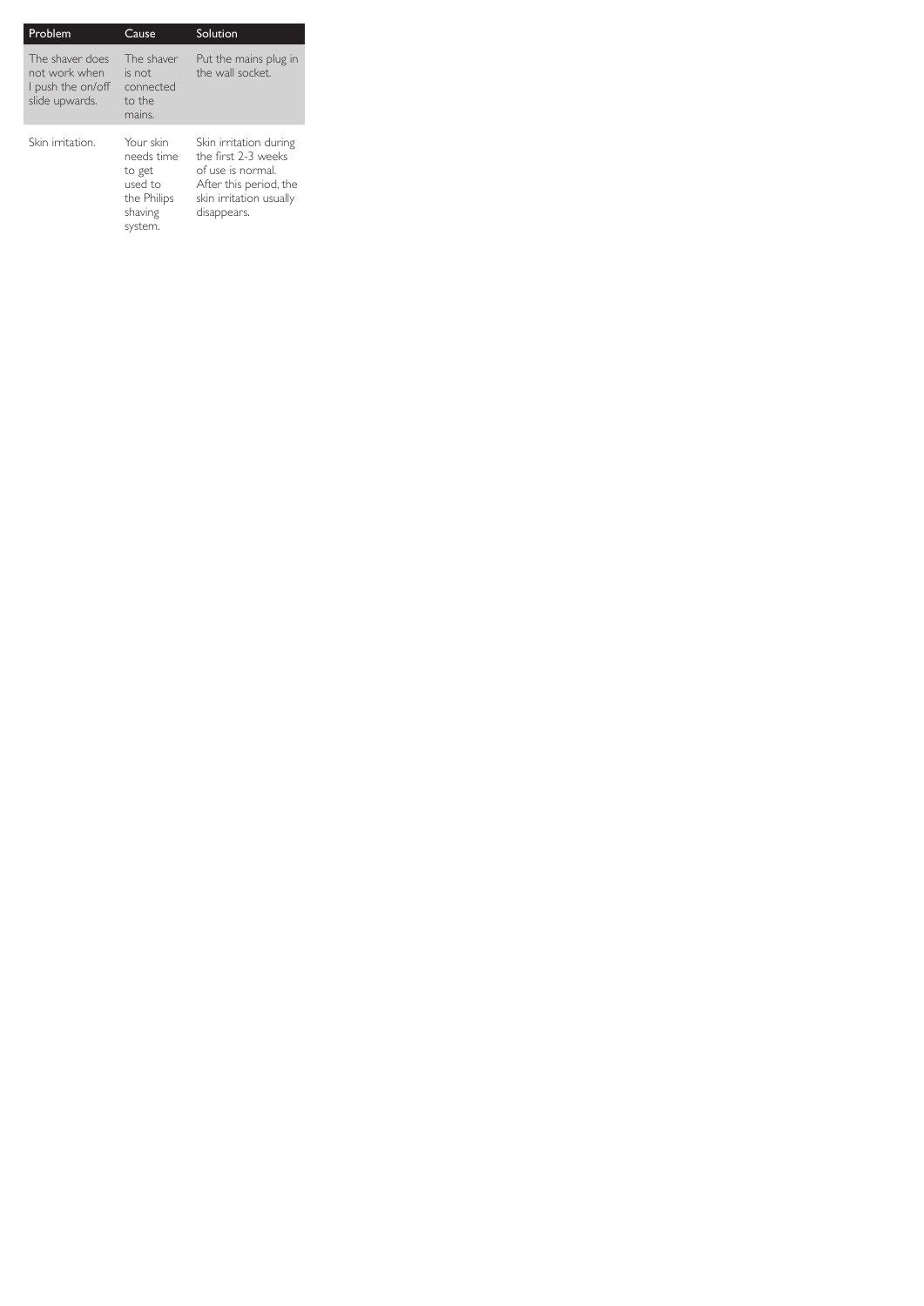| Problem | Cause | Solution |
| --- | --- | --- |
| The shaver does not work when I push the on/off slide upwards. | The shaver is not connected to the mains. | Put the mains plug in the wall socket. |
| Skin irritation. | Your skin needs time to get used to the Philips shaving system. | Skin irritation during the first 2-3 weeks of use is normal. After this period, the skin irritation usually disappears. |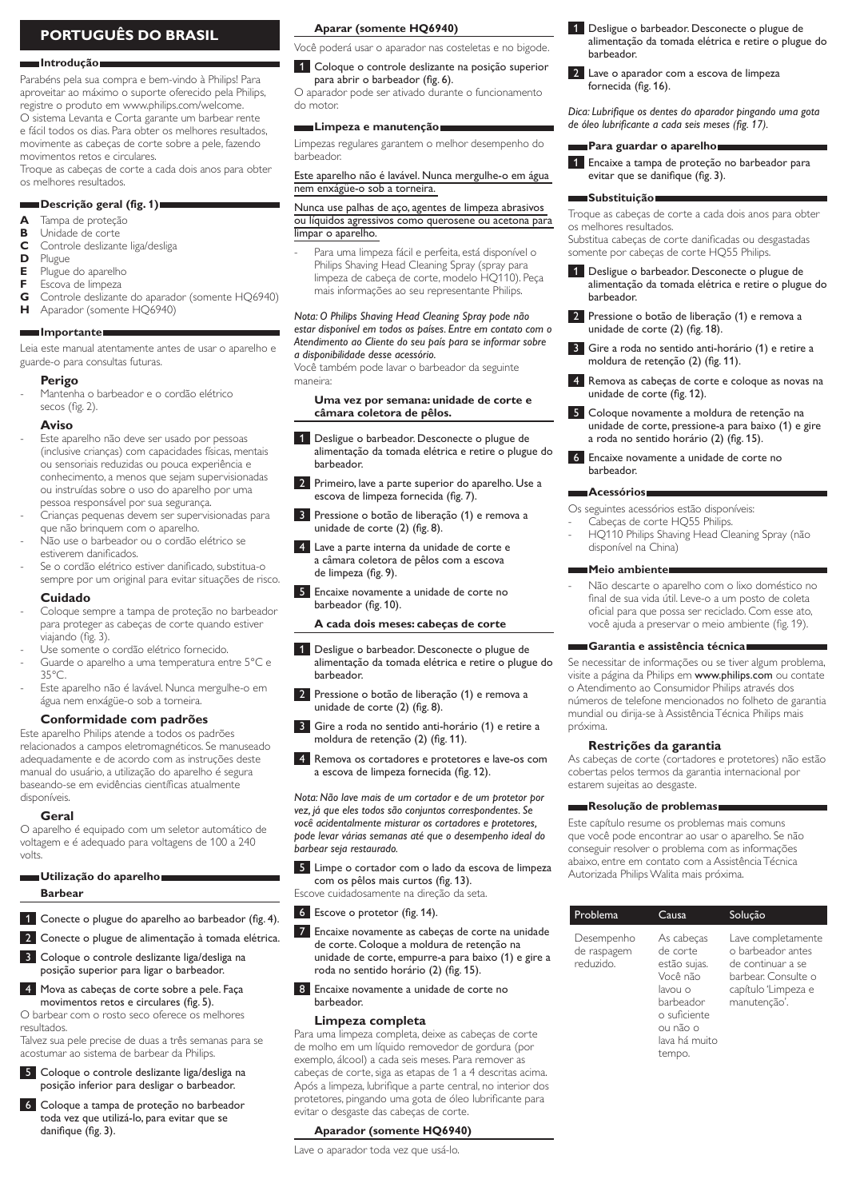# PORTUGUÊS DO BRASIL

## Introdução

Parabéns pela sua compra e bem-vindo à Philips! Para aproveitar ao máximo o suporte oferecido pela Philips, registre o produto em www.philips.com/welcome.

O sistema Levanta e Corta garante um barbear rente e fácil todos os dias. Para obter os melhores resultados, movimente as cabeças de corte sobre a pele, fazendo movimentos retos e circulares.

Troque as cabeças de corte a cada dois anos para obter os melhores resultados.

## Descrição geral (fig. 1)

- **A** Tampa de proteção
- **B** Unidade de corte
- **C** Controle deslizante liga/desliga
- **D** Plugue
- **E** Plugue do aparelho
- **F** Escova de limpeza
- **G** Controle deslizante do aparador (somente HQ6940)
- **H** Aparador (somente HQ6940)

## Importante

Leia este manual atentamente antes de usar o aparelho e guarde-o para consultas futuras.

### Perigo

- Mantenha o barbeador e o cordão elétrico secos (fig. 2).

### Aviso

- Este aparelho não deve ser usado por pessoas (inclusive crianças) com capacidades físicas, mentais ou sensoriais reduzidas ou pouca experiência e conhecimento, a menos que sejam supervisionadas ou instruídas sobre o uso do aparelho por uma pessoa responsável por sua segurança.
- Crianças pequenas devem ser supervisionadas para que não brinquem com o aparelho.
- Não use o barbeador ou o cordão elétrico se estiverem danificados.
- Se o cordão elétrico estiver danificado, substitua-o sempre por um original para evitar situações de risco.

### Cuidado

- Coloque sempre a tampa de proteção no barbeador para proteger as cabeças de corte quando estiver viajando (fig. 3).
- Use somente o cordão elétrico fornecido.
- Guarde o aparelho a uma temperatura entre 5°C e 35°C.
- Este aparelho não é lavável. Nunca mergulhe-o em água nem enxágüe-o sob a torneira.

### Conformidade com padrões

Este aparelho Philips atende a todos os padrões relacionados a campos eletromagnéticos. Se manuseado adequadamente e de acordo com as instruções deste manual do usuário, a utilização do aparelho é segura baseando-se em evidências científicas atualmente disponíveis.

### Geral

O aparelho é equipado com um seletor automático de voltagem e é adequado para voltagens de 100 a 240 volts.

## Utilização do aparelho

### Barbear

1. Conecte o plugue do aparelho ao barbeador (fig. 4).
2. Conecte o plugue de alimentação à tomada elétrica.
3. Coloque o controle deslizante liga/desliga na posição superior para ligar o barbeador.
4. Mova as cabeças de corte sobre a pele. Faça movimentos retos e circulares (fig. 5).

O barbear com o rosto seco oferece os melhores resultados.

Talvez sua pele precise de duas a três semanas para se acostumar ao sistema de barbear da Philips.

5. Coloque o controle deslizante liga/desliga na posição inferior para desligar o barbeador.
6. Coloque a tampa de proteção no barbeador toda vez que utilizá-lo, para evitar que se danifique (fig. 3).

### Aparar (somente HQ6940)

Você poderá usar o aparador nas costeletas e no bigode.

1. Coloque o controle deslizante na posição superior para abrir o barbeador (fig. 6).

O aparador pode ser ativado durante o funcionamento do motor.

## Limpeza e manutenção

Limpezas regulares garantem o melhor desempenho do barbeador.

Este aparelho não é lavável. Nunca mergulhe-o em água nem enxágüe-o sob a torneira.

Nunca use palhas de aço, agentes de limpeza abrasivos ou líquidos agressivos como querosene ou acetona para limpar o aparelho.

- Para uma limpeza fácil e perfeita, está disponível o Philips Shaving Head Cleaning Spray (spray para limpeza de cabeça de corte, modelo HQ110). Peça mais informações ao seu representante Philips.

*Nota: O Philips Shaving Head Cleaning Spray pode não estar disponível em todos os países. Entre em contato com o Atendimento ao Cliente do seu país para se informar sobre a disponibilidade desse acessório.*

Você também pode lavar o barbeador da seguinte maneira:

**Uma vez por semana: unidade de corte e câmara coletora de pêlos.**

1. Desligue o barbeador. Desconecte o plugue de alimentação da tomada elétrica e retire o plugue do barbeador.
2. Primeiro, lave a parte superior do aparelho. Use a escova de limpeza fornecida (fig. 7).
3. Pressione o botão de liberação (1) e remova a unidade de corte (2) (fig. 8).
4. Lave a parte interna da unidade de corte e a câmara coletora de pêlos com a escova de limpeza (fig. 9).
5. Encaixe novamente a unidade de corte no barbeador (fig. 10).

**A cada dois meses: cabeças de corte**

1. Desligue o barbeador. Desconecte o plugue de alimentação da tomada elétrica e retire o plugue do barbeador.
2. Pressione o botão de liberação (1) e remova a unidade de corte (2) (fig. 8).
3. Gire a roda no sentido anti-horário (1) e retire a moldura de retenção (2) (fig. 11).
4. Remova os cortadores e protetores e lave-os com a escova de limpeza fornecida (fig. 12).

*Nota: Não lave mais de um cortador e de um protetor por vez, já que eles todos são conjuntos correspondentes. Se você acidentalmente misturar os cortadores e protetores, pode levar várias semanas até que o desempenho ideal do barbear seja restaurado.*

5. Limpe o cortador com o lado da escova de limpeza com os pêlos mais curtos (fig. 13).

Escove cuidadosamente na direção da seta.

6. Escove o protetor (fig. 14).
7. Encaixe novamente as cabeças de corte na unidade de corte. Coloque a moldura de retenção na unidade de corte, empurre-a para baixo (1) e gire a roda no sentido horário (2) (fig. 15).
8. Encaixe novamente a unidade de corte no barbeador.

### Limpeza completa

Para uma limpeza completa, deixe as cabeças de corte de molho em um líquido removedor de gordura (por exemplo, álcool) a cada seis meses. Para remover as cabeças de corte, siga as etapas de 1 a 4 descritas acima. Após a limpeza, lubrifique a parte central, no interior dos protetores, pingando uma gota de óleo lubrificante para evitar o desgaste das cabeças de corte.

### Aparador (somente HQ6940)

Lave o aparador toda vez que usá-lo.

1. Desligue o barbeador. Desconecte o plugue de alimentação da tomada elétrica e retire o plugue do barbeador.
2. Lave o aparador com a escova de limpeza fornecida (fig. 16).

*Dica: Lubrifique os dentes do aparador pingando uma gota de óleo lubrificante a cada seis meses (fig. 17).*

## Para guardar o aparelho

1. Encaixe a tampa de proteção no barbeador para evitar que se danifique (fig. 3).

## Substituição

Troque as cabeças de corte a cada dois anos para obter os melhores resultados.

Substitua cabeças de corte danificadas ou desgastadas somente por cabeças de corte HQ55 Philips.

1. Desligue o barbeador. Desconecte o plugue de alimentação da tomada elétrica e retire o plugue do barbeador.
2. Pressione o botão de liberação (1) e remova a unidade de corte (2) (fig. 18).
3. Gire a roda no sentido anti-horário (1) e retire a moldura de retenção (2) (fig. 11).
4. Remova as cabeças de corte e coloque as novas na unidade de corte (fig. 12).
5. Coloque novamente a moldura de retenção na unidade de corte, pressione-a para baixo (1) e gire a roda no sentido horário (2) (fig. 15).
6. Encaixe novamente a unidade de corte no barbeador.

## Acessórios

Os seguintes acessórios estão disponíveis:

- Cabeças de corte HQ55 Philips.
- HQ110 Philips Shaving Head Cleaning Spray (não disponível na China)

## Meio ambiente

- Não descarte o aparelho com o lixo doméstico no final de sua vida útil. Leve-o a um posto de coleta oficial para que possa ser reciclado. Com esse ato, você ajuda a preservar o meio ambiente (fig. 19).

## Garantia e assistência técnica

Se necessitar de informações ou se tiver algum problema, visite a página da Philips em **www.philips.com** ou contate o Atendimento ao Consumidor Philips através dos números de telefone mencionados no folheto de garantia mundial ou dirija-se à Assistência Técnica Philips mais próxima.

### Restrições da garantia

As cabeças de corte (cortadores e protetores) não estão cobertas pelos termos da garantia internacional por estarem sujeitas ao desgaste.

## Resolução de problemas

Este capítulo resume os problemas mais comuns que você pode encontrar ao usar o aparelho. Se não conseguir resolver o problema com as informações abaixo, entre em contato com a Assistência Técnica Autorizada Philips Walita mais próxima.

| Problema | Causa | Solução |
|---|---|---|
| Desempenho de raspagem reduzido. | As cabeças de corte estão sujas. Você não lavou o barbeador o suficiente ou não o lava há muito tempo. | Lave completamente o barbeador antes de continuar a se barbear. Consulte o capítulo 'Limpeza e manutenção'. |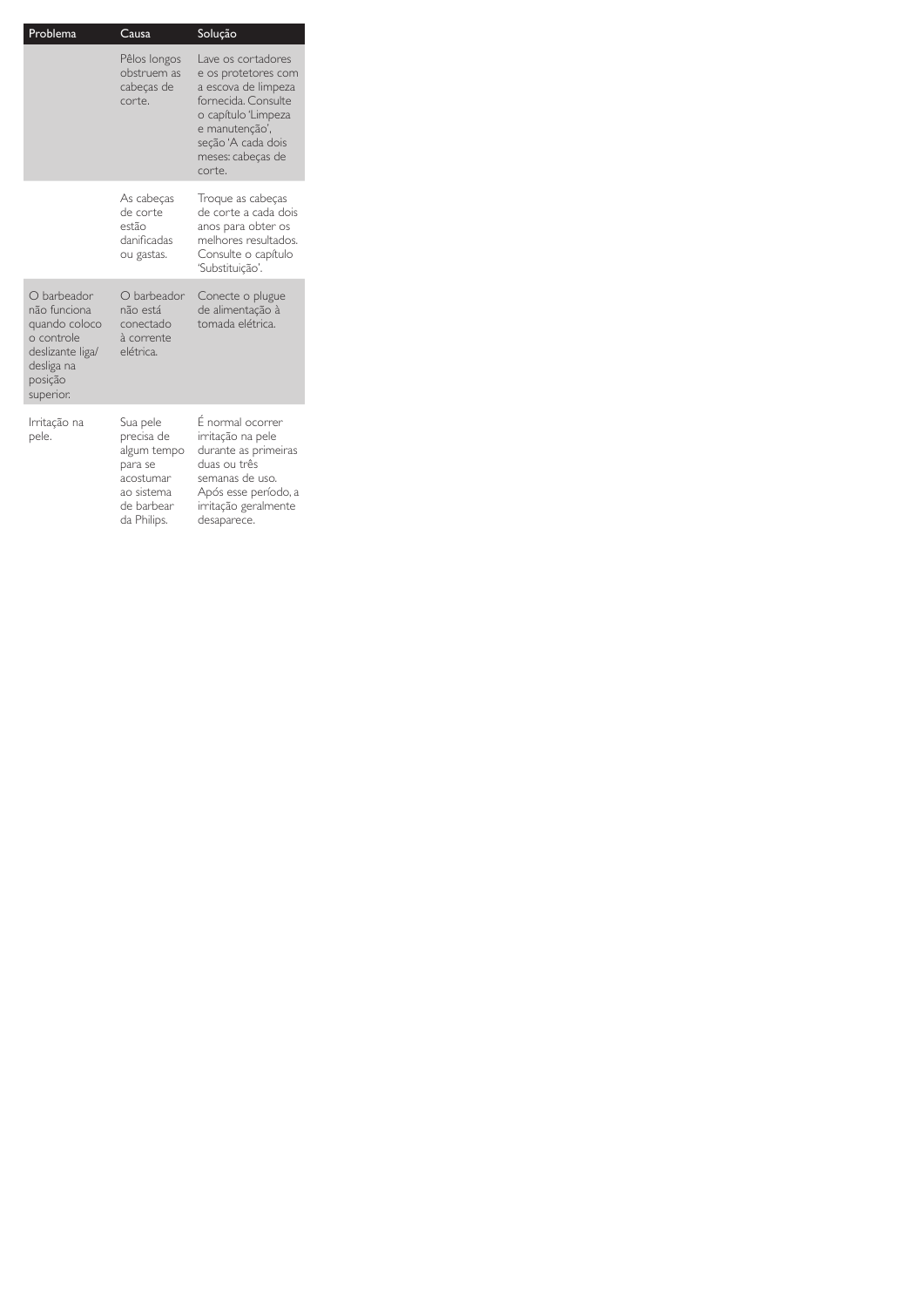| Problema | Causa | Solução |
|---|---|---|
| | Pêlos longos obstruem as cabeças de corte. | Lave os cortadores e os protetores com a escova de limpeza fornecida. Consulte o capítulo 'Limpeza e manutenção', seção 'A cada dois meses: cabeças de corte. |
| | As cabeças de corte estão danificadas ou gastas. | Troque as cabeças de corte a cada dois anos para obter os melhores resultados. Consulte o capítulo 'Substituição'. |
| O barbeador não funciona quando coloco o controle deslizante liga/desliga na posição superior. | O barbeador não está conectado à corrente elétrica. | Conecte o plugue de alimentação à tomada elétrica. |
| Irritação na pele. | Sua pele precisa de algum tempo para se acostumar ao sistema de barbear da Philips. | É normal ocorrer irritação na pele durante as primeiras duas ou três semanas de uso. Após esse período, a irritação geralmente desaparece. |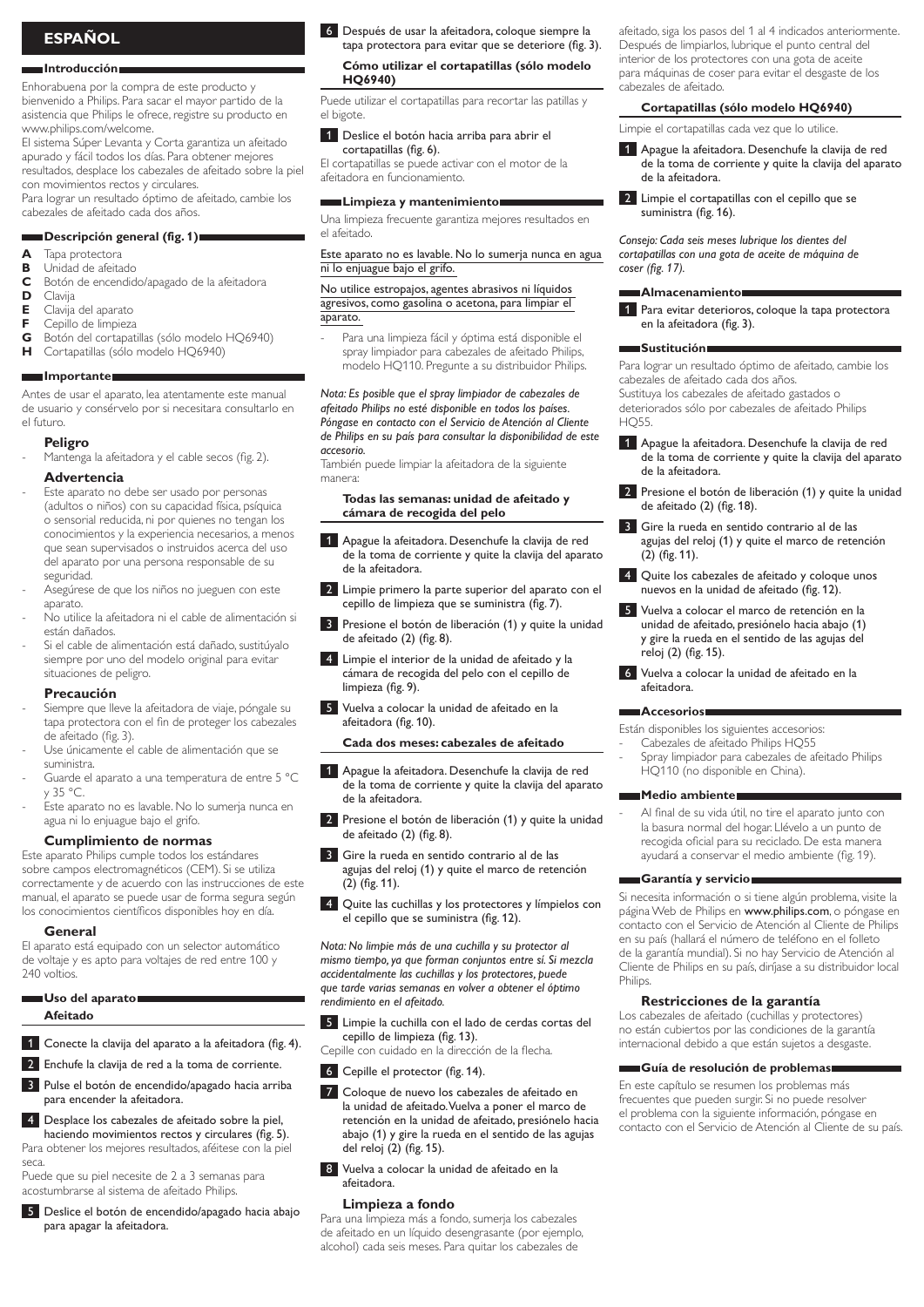# ESPAÑOL

## Introducción

Enhorabuena por la compra de este producto y bienvenido a Philips. Para sacar el mayor partido de la asistencia que Philips le ofrece, registre su producto en www.philips.com/welcome.

El sistema Súper Levanta y Corta garantiza un afeitado apurado y fácil todos los días. Para obtener mejores resultados, desplace los cabezales de afeitado sobre la piel con movimientos rectos y circulares.

Para lograr un resultado óptimo de afeitado, cambie los cabezales de afeitado cada dos años.

## Descripción general (fig. 1)

- **A** Tapa protectora
- **B** Unidad de afeitado
- **C** Botón de encendido/apagado de la afeitadora
- **D** Clavija
- **E** Clavija del aparato
- **F** Cepillo de limpieza
- **G** Botón del cortapatillas (sólo modelo HQ6940)
- **H** Cortapatillas (sólo modelo HQ6940)

## Importante

Antes de usar el aparato, lea atentamente este manual de usuario y consérvelo por si necesitara consultarlo en el futuro.

### Peligro

- Mantenga la afeitadora y el cable secos (fig. 2).

### Advertencia

- Este aparato no debe ser usado por personas (adultos o niños) con su capacidad física, psíquica o sensorial reducida, ni por quienes no tengan los conocimientos y la experiencia necesarios, a menos que sean supervisados o instruidos acerca del uso del aparato por una persona responsable de su seguridad.
- Asegúrese de que los niños no jueguen con este aparato.
- No utilice la afeitadora ni el cable de alimentación si están dañados.
- Si el cable de alimentación está dañado, sustitúyalo siempre por uno del modelo original para evitar situaciones de peligro.

### Precaución

- Siempre que lleve la afeitadora de viaje, póngale su tapa protectora con el fin de proteger los cabezales de afeitado (fig. 3).
- Use únicamente el cable de alimentación que se suministra.
- Guarde el aparato a una temperatura de entre 5 °C y 35 °C.
- Este aparato no es lavable. No lo sumerja nunca en agua ni lo enjuague bajo el grifo.

### Cumplimiento de normas

Este aparato Philips cumple todos los estándares sobre campos electromagnéticos (CEM). Si se utiliza correctamente y de acuerdo con las instrucciones de este manual, el aparato se puede usar de forma segura según los conocimientos científicos disponibles hoy en día.

### General

El aparato está equipado con un selector automático de voltaje y es apto para voltajes de red entre 100 y 240 voltios.

## Uso del aparato

### Afeitado

1. Conecte la clavija del aparato a la afeitadora (fig. 4).
2. Enchufe la clavija de red a la toma de corriente.
3. Pulse el botón de encendido/apagado hacia arriba para encender la afeitadora.
4. Desplace los cabezales de afeitado sobre la piel, haciendo movimientos rectos y circulares (fig. 5).

Para obtener los mejores resultados, aféitese con la piel seca.

Puede que su piel necesite de 2 a 3 semanas para acostumbrarse al sistema de afeitado Philips.

5. Deslice el botón de encendido/apagado hacia abajo para apagar la afeitadora.
6. Después de usar la afeitadora, coloque siempre la tapa protectora para evitar que se deteriore (fig. 3).

### Cómo utilizar el cortapatillas (sólo modelo HQ6940)

Puede utilizar el cortapatillas para recortar las patillas y el bigote.

1. Deslice el botón hacia arriba para abrir el cortapatillas (fig. 6).

El cortapatillas se puede activar con el motor de la afeitadora en funcionamiento.

## Limpieza y mantenimiento

Una limpieza frecuente garantiza mejores resultados en el afeitado.

Este aparato no es lavable. No lo sumerja nunca en agua ni lo enjuague bajo el grifo.

No utilice estropajos, agentes abrasivos ni líquidos agresivos, como gasolina o acetona, para limpiar el aparato.

- Para una limpieza fácil y óptima está disponible el spray limpiador para cabezales de afeitado Philips, modelo HQ110. Pregunte a su distribuidor Philips.

*Nota: Es posible que el spray limpiador de cabezales de afeitado Philips no esté disponible en todos los países. Póngase en contacto con el Servicio de Atención al Cliente de Philips en su país para consultar la disponibilidad de este accesorio.*

También puede limpiar la afeitadora de la siguiente manera:

### Todas las semanas: unidad de afeitado y cámara de recogida del pelo

1. Apague la afeitadora. Desenchufe la clavija de red de la toma de corriente y quite la clavija del aparato de la afeitadora.
2. Limpie primero la parte superior del aparato con el cepillo de limpieza que se suministra (fig. 7).
3. Presione el botón de liberación (1) y quite la unidad de afeitado (2) (fig. 8).
4. Limpie el interior de la unidad de afeitado y la cámara de recogida del pelo con el cepillo de limpieza (fig. 9).
5. Vuelva a colocar la unidad de afeitado en la afeitadora (fig. 10).

### Cada dos meses: cabezales de afeitado

1. Apague la afeitadora. Desenchufe la clavija de red de la toma de corriente y quite la clavija del aparato de la afeitadora.
2. Presione el botón de liberación (1) y quite la unidad de afeitado (2) (fig. 8).
3. Gire la rueda en sentido contrario al de las agujas del reloj (1) y quite el marco de retención (2) (fig. 11).
4. Quite las cuchillas y los protectores y límpielos con el cepillo que se suministra (fig. 12).

*Nota: No limpie más de una cuchilla y su protector al mismo tiempo, ya que forman conjuntos entre sí. Si mezcla accidentalmente las cuchillas y los protectores, puede que tarde varias semanas en volver a obtener el óptimo rendimiento en el afeitado.*

5. Limpie la cuchilla con el lado de cerdas cortas del cepillo de limpieza (fig. 13).

Cepille con cuidado en la dirección de la flecha.

6. Cepille el protector (fig. 14).
7. Coloque de nuevo los cabezales de afeitado en la unidad de afeitado. Vuelva a poner el marco de retención en la unidad de afeitado, presiónelo hacia abajo (1) y gire la rueda en el sentido de las agujas del reloj (2) (fig. 15).
8. Vuelva a colocar la unidad de afeitado en la afeitadora.

### Limpieza a fondo

Para una limpieza más a fondo, sumerja los cabezales de afeitado en un líquido desengrasante (por ejemplo, alcohol) cada seis meses. Para quitar los cabezales de afeitado, siga los pasos del 1 al 4 indicados anteriormente. Después de limpiarlos, lubrique el punto central del interior de los protectores con una gota de aceite para máquinas de coser para evitar el desgaste de los cabezales de afeitado.

### Cortapatillas (sólo modelo HQ6940)

Limpie el cortapatillas cada vez que lo utilice.

1. Apague la afeitadora. Desenchufe la clavija de red de la toma de corriente y quite la clavija del aparato de la afeitadora.
2. Limpie el cortapatillas con el cepillo que se suministra (fig. 16).

*Consejo: Cada seis meses lubrique los dientes del cortapatillas con una gota de aceite de máquina de coser (fig. 17).*

## Almacenamiento

1. Para evitar deterioros, coloque la tapa protectora en la afeitadora (fig. 3).

## Sustitución

Para lograr un resultado óptimo de afeitado, cambie los cabezales de afeitado cada dos años.

Sustituya los cabezales de afeitado gastados o deteriorados sólo por cabezales de afeitado Philips HQ55.

1. Apague la afeitadora. Desenchufe la clavija de red de la toma de corriente y quite la clavija del aparato de la afeitadora.
2. Presione el botón de liberación (1) y quite la unidad de afeitado (2) (fig. 18).
3. Gire la rueda en sentido contrario al de las agujas del reloj (1) y quite el marco de retención (2) (fig. 11).
4. Quite los cabezales de afeitado y coloque unos nuevos en la unidad de afeitado (fig. 12).
5. Vuelva a colocar el marco de retención en la unidad de afeitado, presiónelo hacia abajo (1) y gire la rueda en el sentido de las agujas del reloj (2) (fig. 15).
6. Vuelva a colocar la unidad de afeitado en la afeitadora.

## Accesorios

Están disponibles los siguientes accesorios:

- Cabezales de afeitado Philips HQ55
- Spray limpiador para cabezales de afeitado Philips HQ110 (no disponible en China).

## Medio ambiente

- Al final de su vida útil, no tire el aparato junto con la basura normal del hogar. Llévelo a un punto de recogida oficial para su reciclado. De esta manera ayudará a conservar el medio ambiente (fig. 19).

## Garantía y servicio

Si necesita información o si tiene algún problema, visite la página Web de Philips en **www.philips.com**, o póngase en contacto con el Servicio de Atención al Cliente de Philips en su país (hallará el número de teléfono en el folleto de la garantía mundial). Si no hay Servicio de Atención al Cliente de Philips en su país, diríjase a su distribuidor local Philips.

### Restricciones de la garantía

Los cabezales de afeitado (cuchillas y protectores) no están cubiertos por las condiciones de la garantía internacional debido a que están sujetos a desgaste.

## Guía de resolución de problemas

En este capítulo se resumen los problemas más frecuentes que pueden surgir. Si no puede resolver el problema con la siguiente información, póngase en contacto con el Servicio de Atención al Cliente de su país.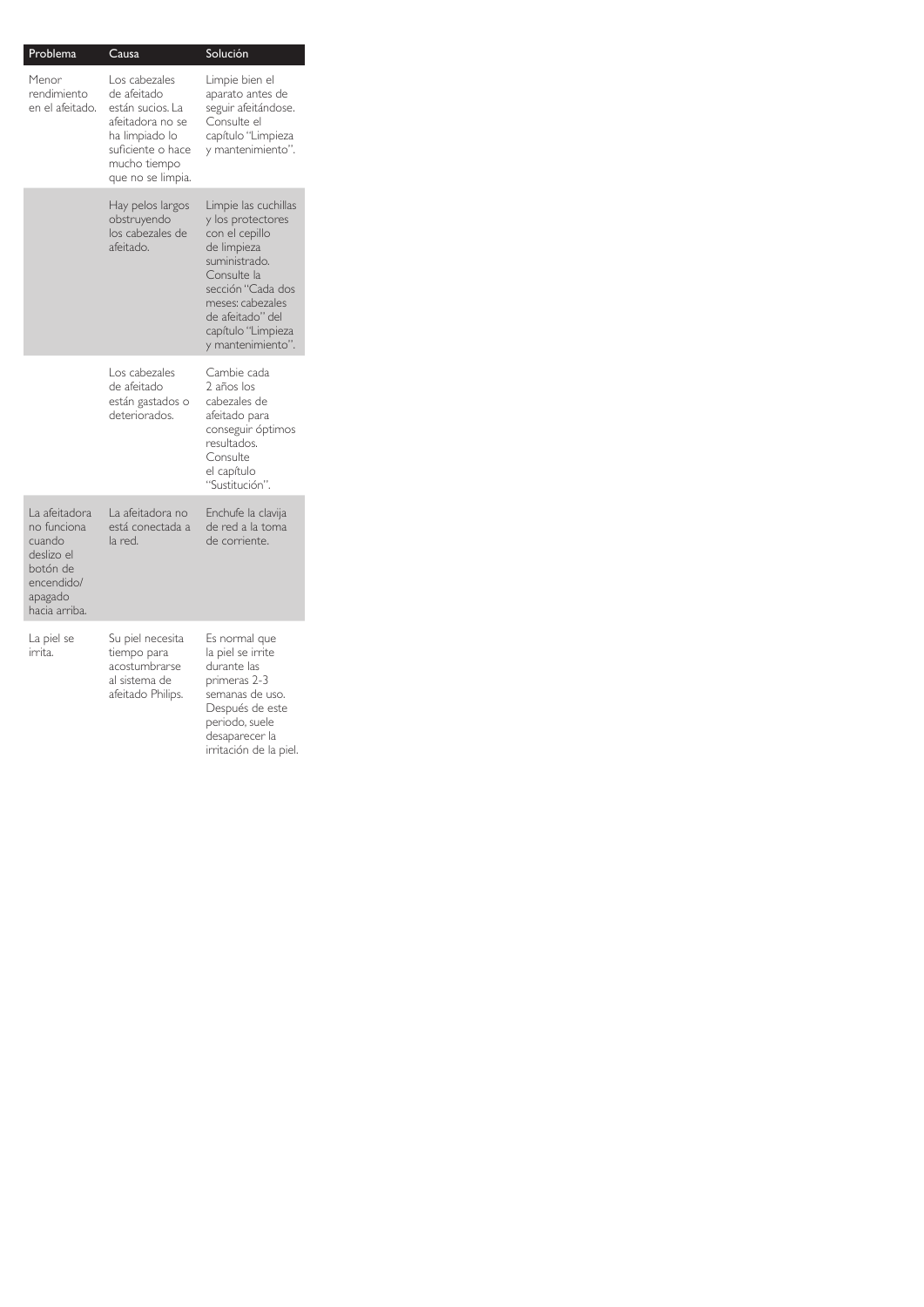| Problema | Causa | Solución |
| --- | --- | --- |
| Menor rendimiento en el afeitado. | Los cabezales de afeitado están sucios. La afeitadora no se ha limpiado lo suficiente o hace mucho tiempo que no se limpia. | Limpie bien el aparato antes de seguir afeitándose. Consulte el capítulo "Limpieza y mantenimiento". |
| | Hay pelos largos obstruyendo los cabezales de afeitado. | Limpie las cuchillas y los protectores con el cepillo de limpieza suministrado. Consulte la sección "Cada dos meses: cabezales de afeitado" del capítulo "Limpieza y mantenimiento". |
| | Los cabezales de afeitado están gastados o deteriorados. | Cambie cada 2 años los cabezales de afeitado para conseguir óptimos resultados. Consulte el capítulo "Sustitución". |
| La afeitadora no funciona cuando deslizo el botón de encendido/apagado hacia arriba. | La afeitadora no está conectada a la red. | Enchufe la clavija de red a la toma de corriente. |
| La piel se irrita. | Su piel necesita tiempo para acostumbrarse al sistema de afeitado Philips. | Es normal que la piel se irrite durante las primeras 2-3 semanas de uso. Después de este periodo, suele desaparecer la irritación de la piel. |